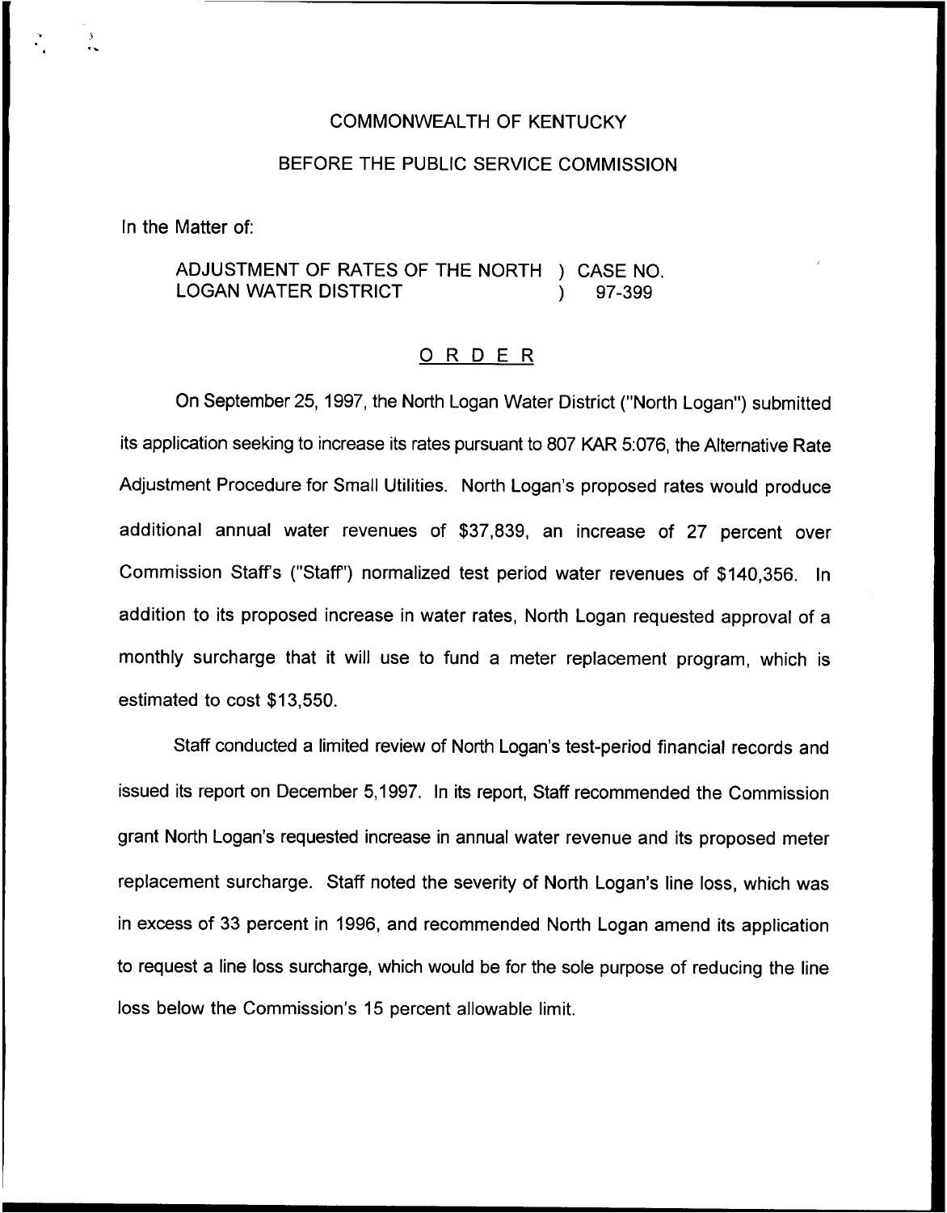COMMONWEALTH OF KENTUCKY

BEFORE THE PUBLIC SERVICE COMMISSION

In the Matter of:

ADJUSTMENT OF RATES OF THE NORTH LOGAN WATER DISTRICT ) CASE NO. 97-399

# O R D E R

On September 25, 1997, the North Logan Water District ("North Logan") submitted its application seeking to increase its rates pursuant to 807 KAR 5:076, the Alternative Rate Adjustment Procedure for Small Utilities. North Logan's proposed rates would produce additional annual water revenues of $37,839, an increase of 27 percent over Commission Staff's ("Staff") normalized test period water revenues of $140,356. In addition to its proposed increase in water rates, North Logan requested approval of a monthly surcharge that it will use to fund a meter replacement program, which is estimated to cost $13,550.

Staff conducted a limited review of North Logan's test-period financial records and issued its report on December 5,1997. In its report, Staff recommended the Commission grant North Logan's requested increase in annual water revenue and its proposed meter replacement surcharge. Staff noted the severity of North Logan's line loss, which was in excess of 33 percent in 1996, and recommended North Logan amend its application to request a line loss surcharge, which would be for the sole purpose of reducing the line loss below the Commission's 15 percent allowable limit.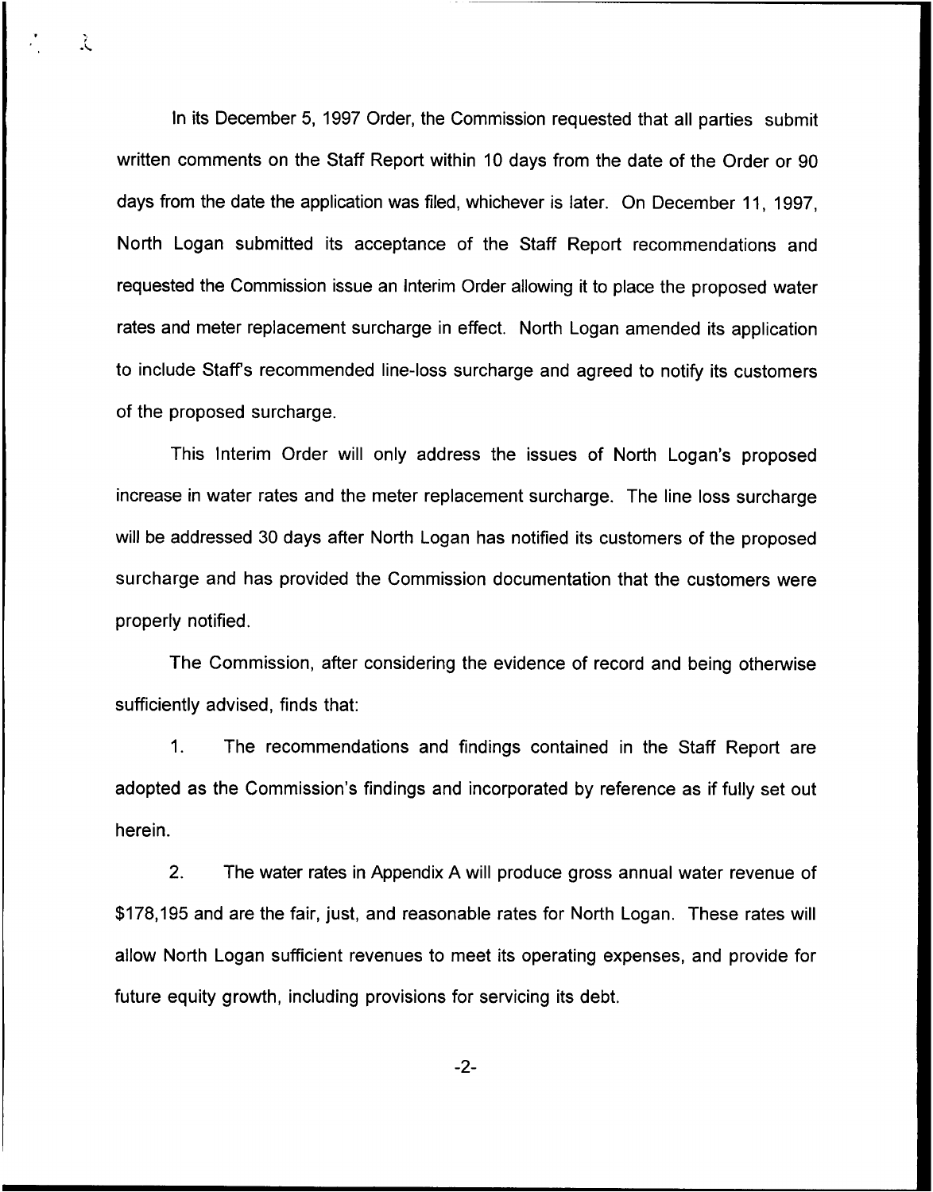In its December 5, 1997 Order, the Commission requested that all parties submit written comments on the Staff Report within 10 days from the date of the Order or 90 days from the date the application was filed, whichever is later. On December 11, 1997, North Logan submitted its acceptance of the Staff Report recommendations and requested the Commission issue an Interim Order allowing it to place the proposed water rates and meter replacement surcharge in effect. North Logan amended its application to include Staff's recommended line-loss surcharge and agreed to notify its customers of the proposed surcharge.

This Interim Order will only address the issues of North Logan's proposed increase in water rates and the meter replacement surcharge. The line loss surcharge will be addressed 30 days after North Logan has notified its customers of the proposed surcharge and has provided the Commission documentation that the customers were properly notified.

The Commission, after considering the evidence of record and being otherwise sufficiently advised, finds that:

1. The recommendations and findings contained in the Staff Report are adopted as the Commission's findings and incorporated by reference as if fully set out herein.

2. The water rates in Appendix A will produce gross annual water revenue of $178,195 and are the fair, just, and reasonable rates for North Logan. These rates will allow North Logan sufficient revenues to meet its operating expenses, and provide for future equity growth, including provisions for servicing its debt.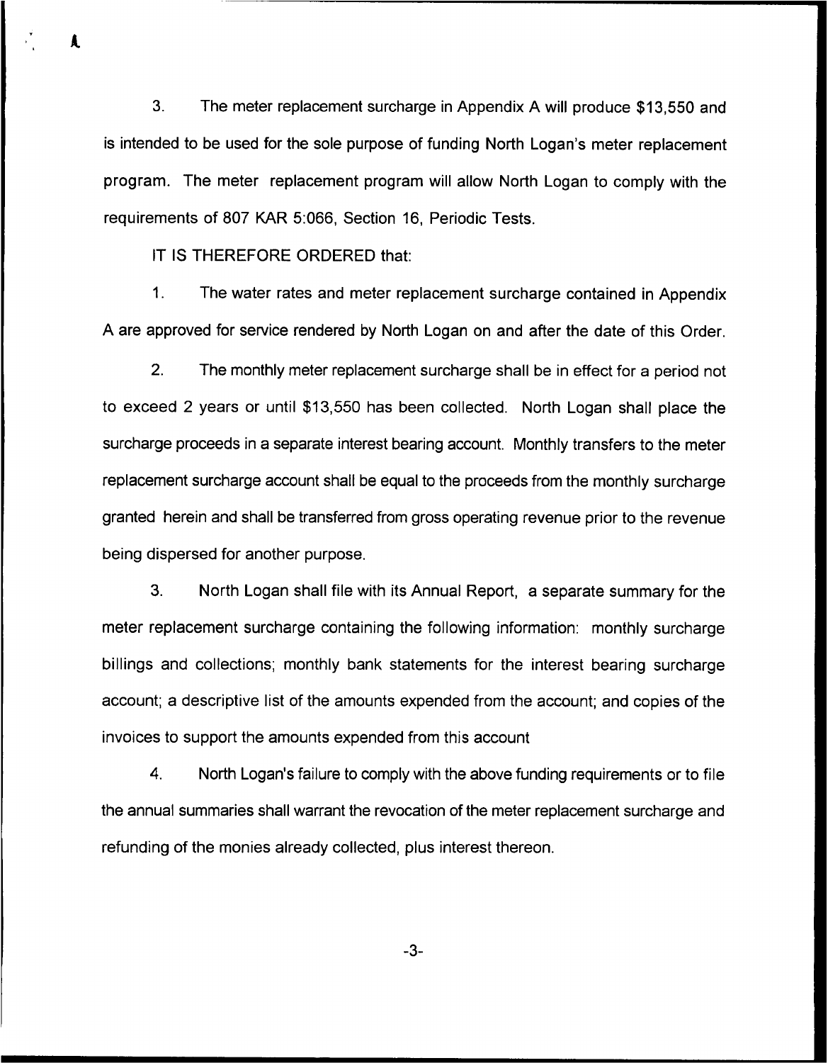3. The meter replacement surcharge in Appendix A will produce $13,550 and is intended to be used for the sole purpose of funding North Logan's meter replacement program. The meter replacement program will allow North Logan to comply with the requirements of 807 KAR 5:066, Section 16, Periodic Tests.

IT IS THEREFORE ORDERED that:

1. The water rates and meter replacement surcharge contained in Appendix A are approved for service rendered by North Logan on and after the date of this Order.

2. The monthly meter replacement surcharge shall be in effect for a period not to exceed 2 years or until $13,550 has been collected. North Logan shall place the surcharge proceeds in a separate interest bearing account. Monthly transfers to the meter replacement surcharge account shall be equal to the proceeds from the monthly surcharge granted herein and shall be transferred from gross operating revenue prior to the revenue being dispersed for another purpose.

3. North Logan shall file with its Annual Report, a separate summary for the meter replacement surcharge containing the following information: monthly surcharge billings and collections; monthly bank statements for the interest bearing surcharge account; a descriptive list of the amounts expended from the account; and copies of the invoices to support the amounts expended from this account

4. North Logan's failure to comply with the above funding requirements or to file the annual summaries shall warrant the revocation of the meter replacement surcharge and refunding of the monies already collected, plus interest thereon.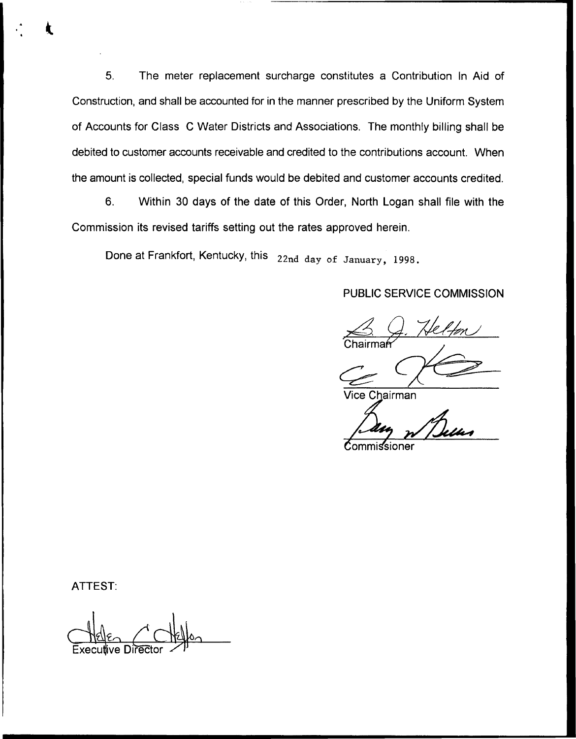5. The meter replacement surcharge constitutes a Contribution In Aid of Construction, and shall be accounted for in the manner prescribed by the Uniform System of Accounts for Class C Water Districts and Associations. The monthly billing shall be debited to customer accounts receivable and credited to the contributions account. When the amount is collected, special funds would be debited and customer accounts credited.

6. Within 30 days of the date of this Order, North Logan shall file with the Commission its revised tariffs setting out the rates approved herein.

Done at Frankfort, Kentucky, this 22nd day of January, 1998.

PUBLIC SERVICE COMMISSION

Chairman

Vice Chairman

Commissioner

ATTEST:

Executive Director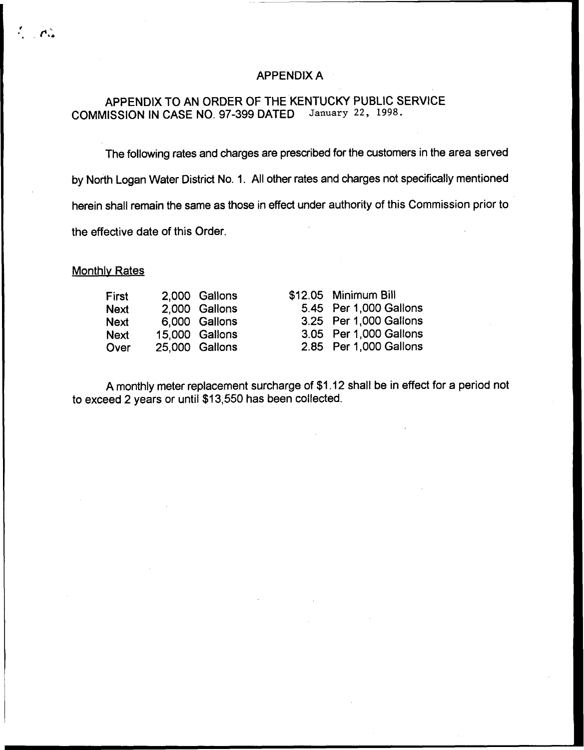# APPENDIX A

## APPENDIX TO AN ORDER OF THE KENTUCKY PUBLIC SERVICE COMMISSION IN CASE NO. 97-399 DATED January 22, 1998.

The following rates and charges are prescribed for the customers in the area served by North Logan Water District No. 1. All other rates and charges not specifically mentioned herein shall remain the same as those in effect under authority of this Commission prior to the effective date of this Order.

Monthly Rates

| | | | |
|---|---|---|---|
| First | 2,000 Gallons | $12.05 | Minimum Bill |
| Next | 2,000 Gallons | 5.45 | Per 1,000 Gallons |
| Next | 6,000 Gallons | 3.25 | Per 1,000 Gallons |
| Next | 15,000 Gallons | 3.05 | Per 1,000 Gallons |
| Over | 25,000 Gallons | 2.85 | Per 1,000 Gallons |

A monthly meter replacement surcharge of $1.12 shall be in effect for a period not to exceed 2 years or until $13,550 has been collected.